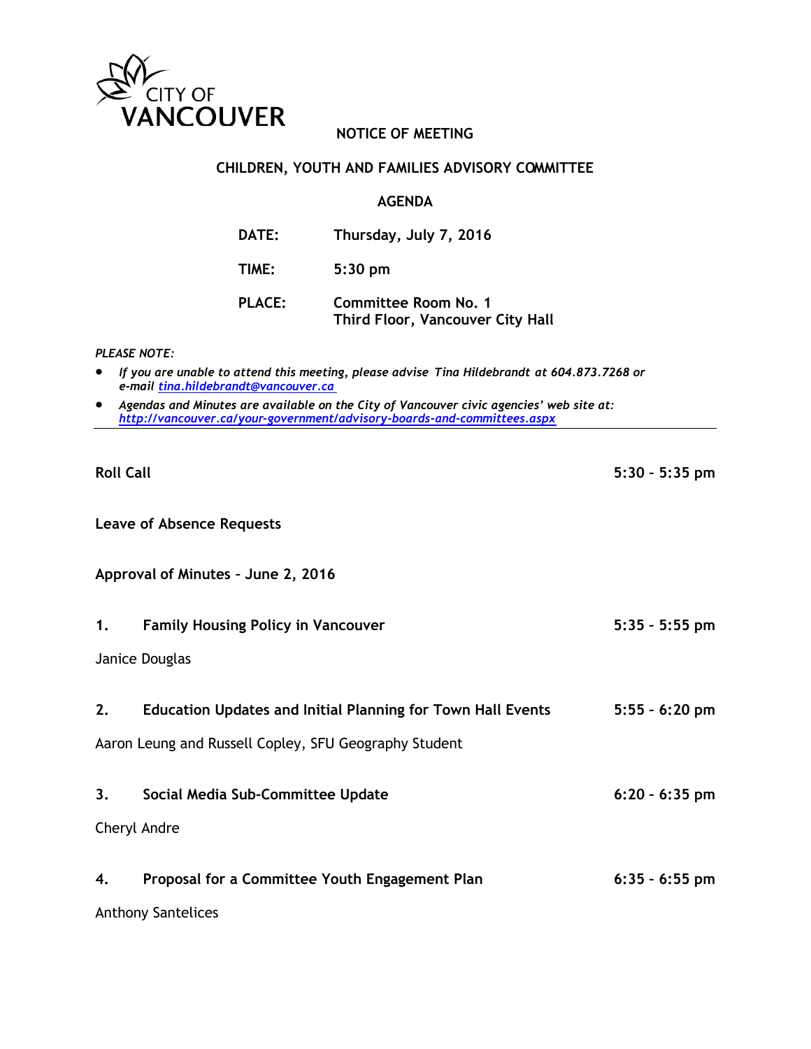CITY OF VANCOUVER

# NOTICE OF MEETING

## CHILDREN, YOUTH AND FAMILIES ADVISORY COMMITTEE

## AGENDA

**DATE:** Thursday, July 7, 2016

**TIME:** 5:30 pm

**PLACE:** Committee Room No. 1
Third Floor, Vancouver City Hall

*PLEASE NOTE:*

- *If you are unable to attend this meeting, please advise Tina Hildebrandt at 604.873.7268 or e-mail tina.hildebrandt@vancouver.ca*
- *Agendas and Minutes are available on the City of Vancouver civic agencies' web site at: http://vancouver.ca/your-government/advisory-boards-and-committees.aspx*

---

**Roll Call** 5:30 – 5:35 pm

**Leave of Absence Requests**

**Approval of Minutes – June 2, 2016**

**1. Family Housing Policy in Vancouver** 5:35 – 5:55 pm

Janice Douglas

**2. Education Updates and Initial Planning for Town Hall Events** 5:55 – 6:20 pm

Aaron Leung and Russell Copley, SFU Geography Student

**3. Social Media Sub-Committee Update** 6:20 – 6:35 pm

Cheryl Andre

**4. Proposal for a Committee Youth Engagement Plan** 6:35 – 6:55 pm

Anthony Santelices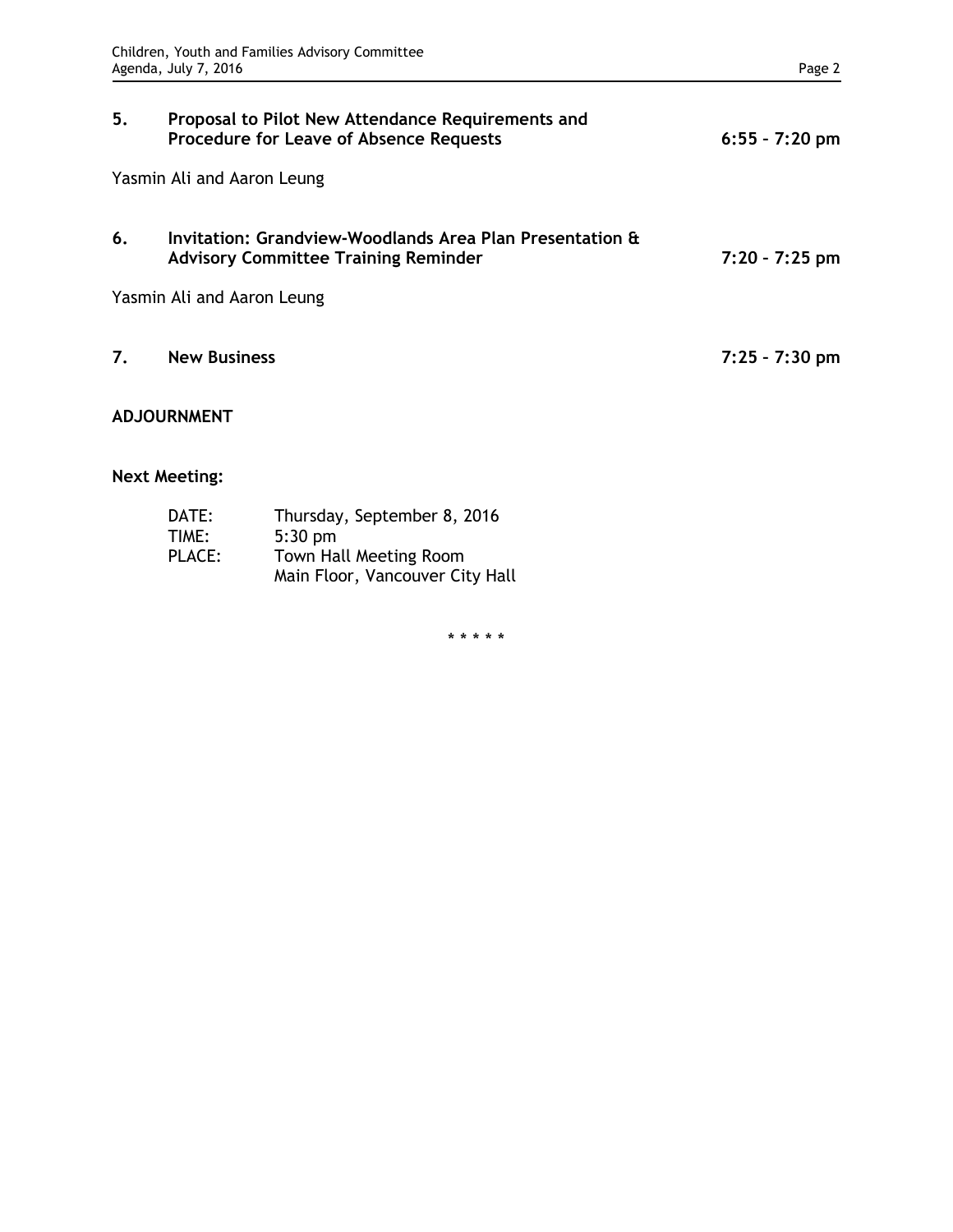**5. Proposal to Pilot New Attendance Requirements and Procedure for Leave of Absence Requests** **6:55 – 7:20 pm**

Yasmin Ali and Aaron Leung

**6. Invitation: Grandview-Woodlands Area Plan Presentation & Advisory Committee Training Reminder** **7:20 – 7:25 pm**

Yasmin Ali and Aaron Leung

**7. New Business** **7:25 – 7:30 pm**

**ADJOURNMENT**

**Next Meeting:**

DATE: Thursday, September 8, 2016
TIME: 5:30 pm
PLACE: Town Hall Meeting Room
Main Floor, Vancouver City Hall

\* \* \* \* \*